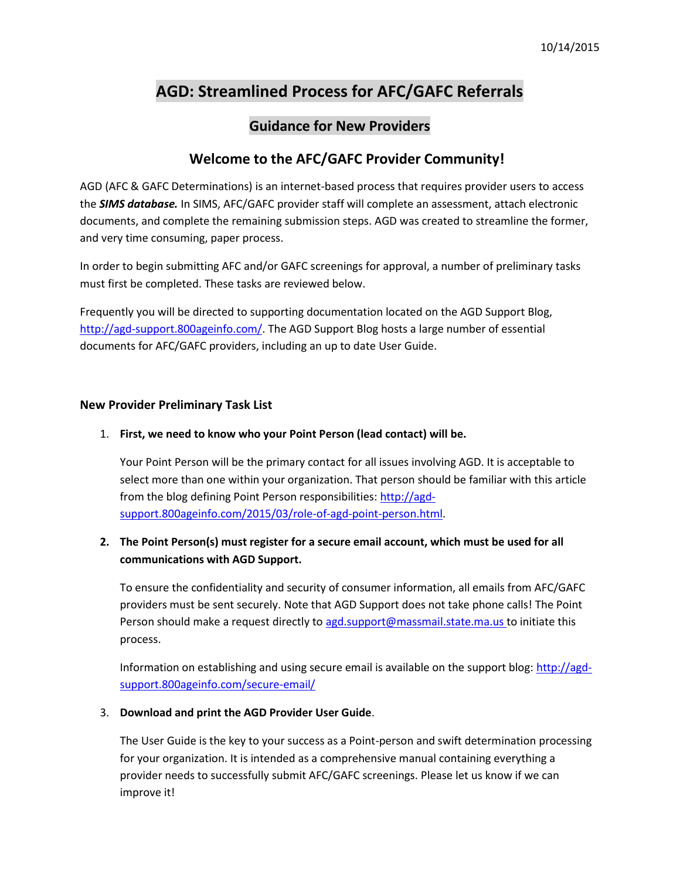10/14/2015

# AGD: Streamlined Process for AFC/GAFC Referrals

## Guidance for New Providers

## Welcome to the AFC/GAFC Provider Community!

AGD (AFC & GAFC Determinations) is an internet-based process that requires provider users to access the ***SIMS database.*** In SIMS, AFC/GAFC provider staff will complete an assessment, attach electronic documents, and complete the remaining submission steps. AGD was created to streamline the former, and very time consuming, paper process.

In order to begin submitting AFC and/or GAFC screenings for approval, a number of preliminary tasks must first be completed. These tasks are reviewed below.

Frequently you will be directed to supporting documentation located on the AGD Support Blog, http://agd-support.800ageinfo.com/. The AGD Support Blog hosts a large number of essential documents for AFC/GAFC providers, including an up to date User Guide.

### New Provider Preliminary Task List

1. **First, we need to know who your Point Person (lead contact) will be.**

   Your Point Person will be the primary contact for all issues involving AGD. It is acceptable to select more than one within your organization. That person should be familiar with this article from the blog defining Point Person responsibilities: http://agd-support.800ageinfo.com/2015/03/role-of-agd-point-person.html.

2. **The Point Person(s) must register for a secure email account, which must be used for all communications with AGD Support.**

   To ensure the confidentiality and security of consumer information, all emails from AFC/GAFC providers must be sent securely. Note that AGD Support does not take phone calls! The Point Person should make a request directly to agd.support@massmail.state.ma.us to initiate this process.

   Information on establishing and using secure email is available on the support blog: http://agd-support.800ageinfo.com/secure-email/

3. **Download and print the AGD Provider User Guide**.

   The User Guide is the key to your success as a Point-person and swift determination processing for your organization. It is intended as a comprehensive manual containing everything a provider needs to successfully submit AFC/GAFC screenings. Please let us know if we can improve it!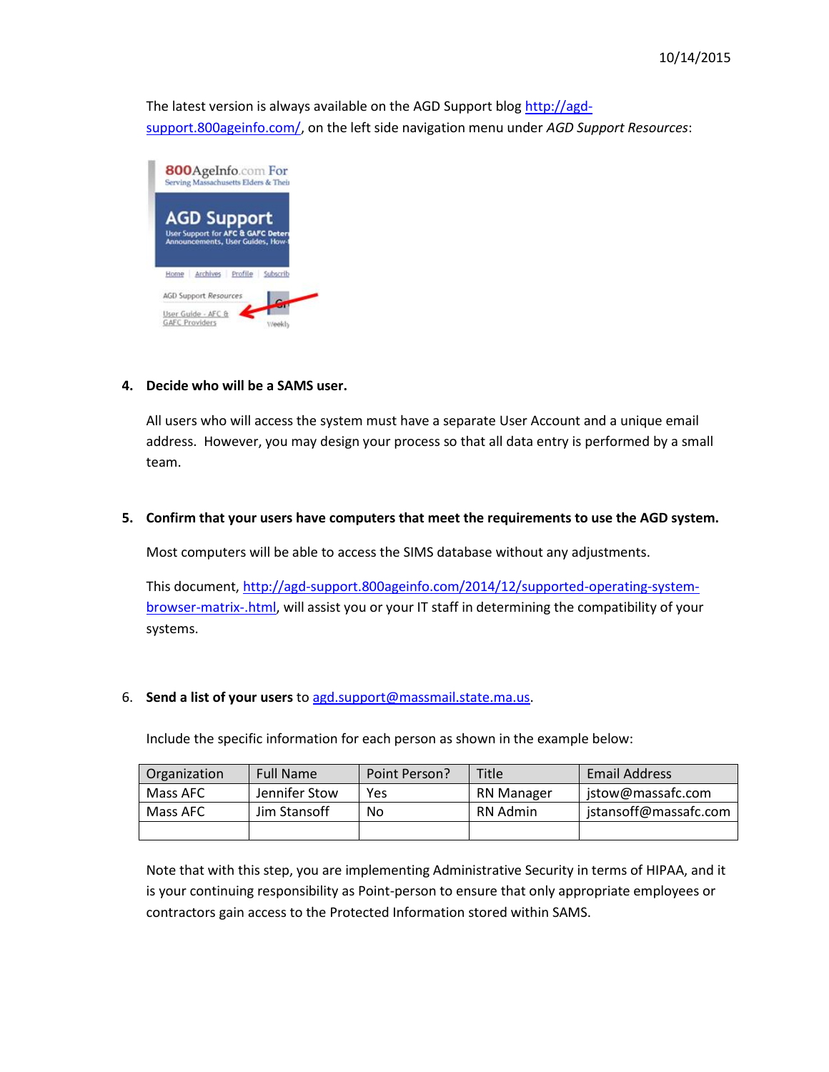The latest version is always available on the AGD Support blog [http://agd-support.800ageinfo.com/](http://agd-support.800ageinfo.com/), on the left side navigation menu under *AGD Support Resources*:

4. **Decide who will be a SAMS user.**

   All users who will access the system must have a separate User Account and a unique email address. However, you may design your process so that all data entry is performed by a small team.

5. **Confirm that your users have computers that meet the requirements to use the AGD system.**

   Most computers will be able to access the SIMS database without any adjustments.

   This document, [http://agd-support.800ageinfo.com/2014/12/supported-operating-system-browser-matrix-.html](http://agd-support.800ageinfo.com/2014/12/supported-operating-system-browser-matrix-.html), will assist you or your IT staff in determining the compatibility of your systems.

6. **Send a list of your users** to [agd.support@massmail.state.ma.us](mailto:agd.support@massmail.state.ma.us).

   Include the specific information for each person as shown in the example below:

| Organization | Full Name | Point Person? | Title | Email Address |
|---|---|---|---|---|
| Mass AFC | Jennifer Stow | Yes | RN Manager | jstow@massafc.com |
| Mass AFC | Jim Stansoff | No | RN Admin | jstansoff@massafc.com |
| | | | | |

Note that with this step, you are implementing Administrative Security in terms of HIPAA, and it is your continuing responsibility as Point-person to ensure that only appropriate employees or contractors gain access to the Protected Information stored within SAMS.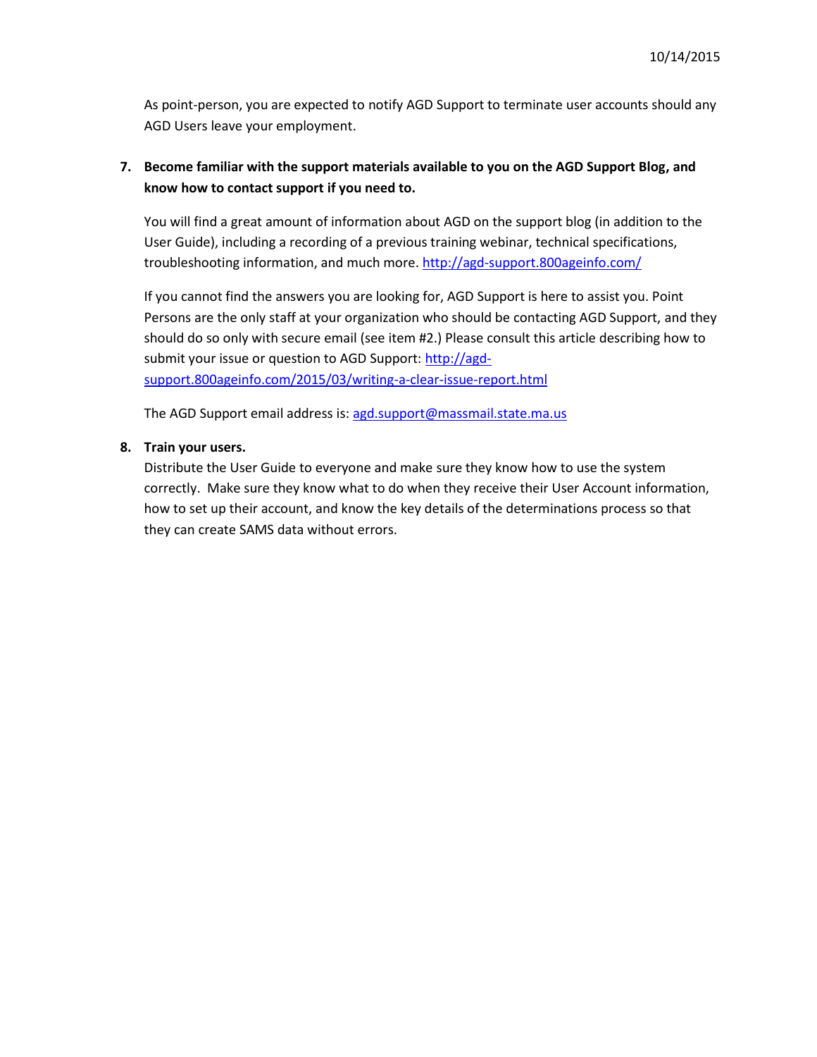As point-person, you are expected to notify AGD Support to terminate user accounts should any AGD Users leave your employment.

7. **Become familiar with the support materials available to you on the AGD Support Blog, and know how to contact support if you need to.**

   You will find a great amount of information about AGD on the support blog (in addition to the User Guide), including a recording of a previous training webinar, technical specifications, troubleshooting information, and much more. http://agd-support.800ageinfo.com/

   If you cannot find the answers you are looking for, AGD Support is here to assist you. Point Persons are the only staff at your organization who should be contacting AGD Support, and they should do so only with secure email (see item #2.) Please consult this article describing how to submit your issue or question to AGD Support: http://agd-support.800ageinfo.com/2015/03/writing-a-clear-issue-report.html

   The AGD Support email address is: agd.support@massmail.state.ma.us

8. **Train your users.**
   Distribute the User Guide to everyone and make sure they know how to use the system correctly. Make sure they know what to do when they receive their User Account information, how to set up their account, and know the key details of the determinations process so that they can create SAMS data without errors.